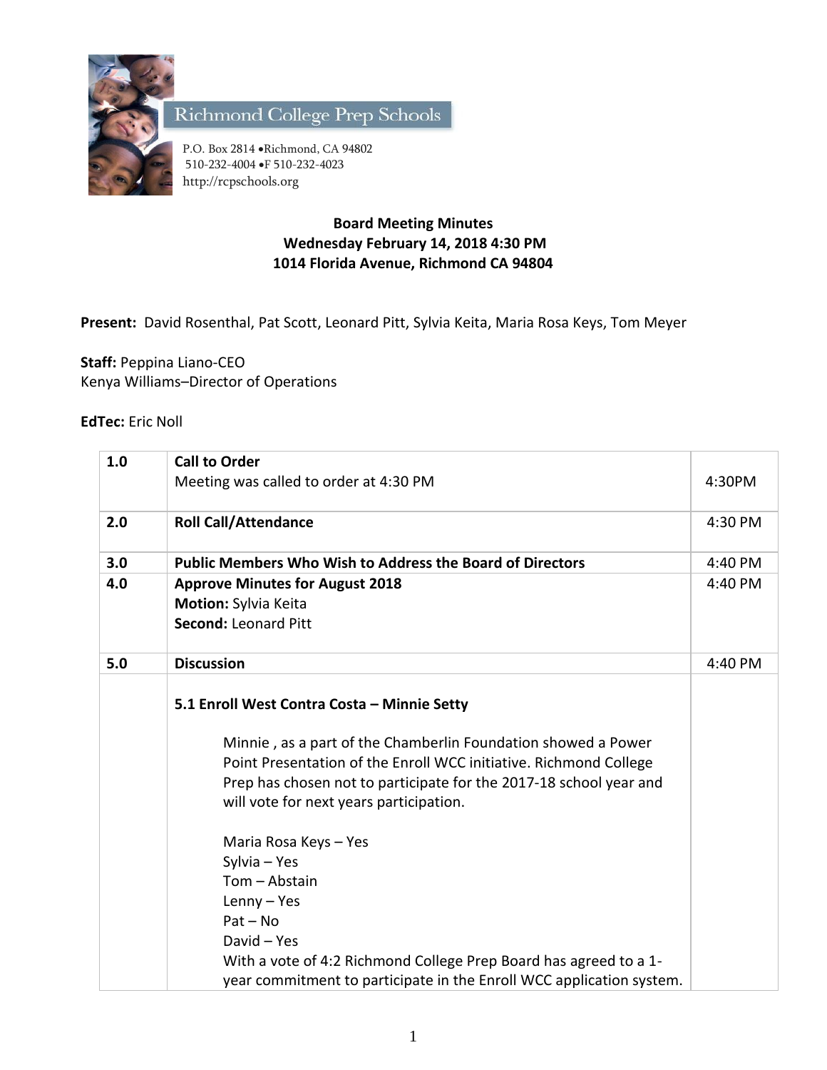Richmond College Prep Schools

P.O. Box 2814 •Richmond, CA 94802
510-232-4004 •F 510-232-4023
http://rcpschools.org

**Board Meeting Minutes**
**Wednesday February 14, 2018 4:30 PM**
**1014 Florida Avenue, Richmond CA 94804**

**Present:** David Rosenthal, Pat Scott, Leonard Pitt, Sylvia Keita, Maria Rosa Keys, Tom Meyer

**Staff:** Peppina Liano-CEO
Kenya Williams–Director of Operations

**EdTec:** Eric Noll

| | | |
|---|---|---|
| 1.0 | **Call to Order**<br>Meeting was called to order at 4:30 PM | 4:30PM |
| 2.0 | **Roll Call/Attendance** | 4:30 PM |
| 3.0 | **Public Members Who Wish to Address the Board of Directors** | 4:40 PM |
| 4.0 | **Approve Minutes for August 2018**<br>**Motion:** Sylvia Keita<br>**Second:** Leonard Pitt | 4:40 PM |
| 5.0 | **Discussion** | 4:40 PM |
| | **5.1 Enroll West Contra Costa – Minnie Setty**<br><br>Minnie , as a part of the Chamberlin Foundation showed a Power Point Presentation of the Enroll WCC initiative. Richmond College Prep has chosen not to participate for the 2017-18 school year and will vote for next years participation.<br><br>Maria Rosa Keys – Yes<br>Sylvia – Yes<br>Tom – Abstain<br>Lenny – Yes<br>Pat – No<br>David – Yes<br>With a vote of 4:2 Richmond College Prep Board has agreed to a 1-year commitment to participate in the Enroll WCC application system. | |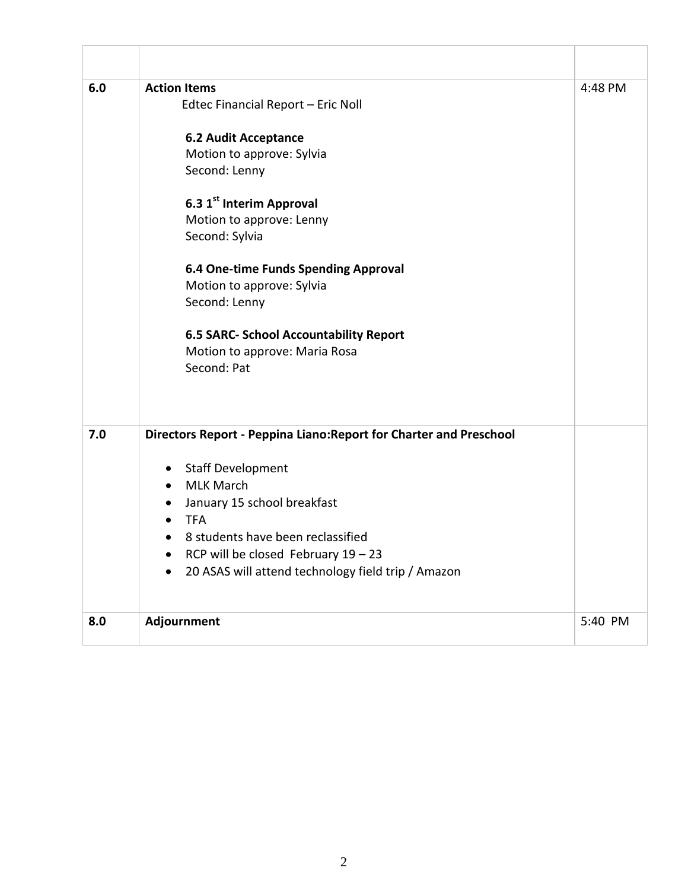| | | |
|---|---|---|
| | | |
| **6.0** | **Action Items**<br>Edtec Financial Report – Eric Noll<br><br>**6.2 Audit Acceptance**<br>Motion to approve: Sylvia<br>Second: Lenny<br><br>**6.3 1st Interim Approval**<br>Motion to approve: Lenny<br>Second: Sylvia<br><br>**6.4 One-time Funds Spending Approval**<br>Motion to approve: Sylvia<br>Second: Lenny<br><br>**6.5 SARC- School Accountability Report**<br>Motion to approve: Maria Rosa<br>Second: Pat | 4:48 PM |
| **7.0** | **Directors Report - Peppina Liano:Report for Charter and Preschool**<br><br>• Staff Development<br>• MLK March<br>• January 15 school breakfast<br>• TFA<br>• 8 students have been reclassified<br>• RCP will be closed February 19 – 23<br>• 20 ASAS will attend technology field trip / Amazon | |
| **8.0** | **Adjournment** | 5:40 PM |